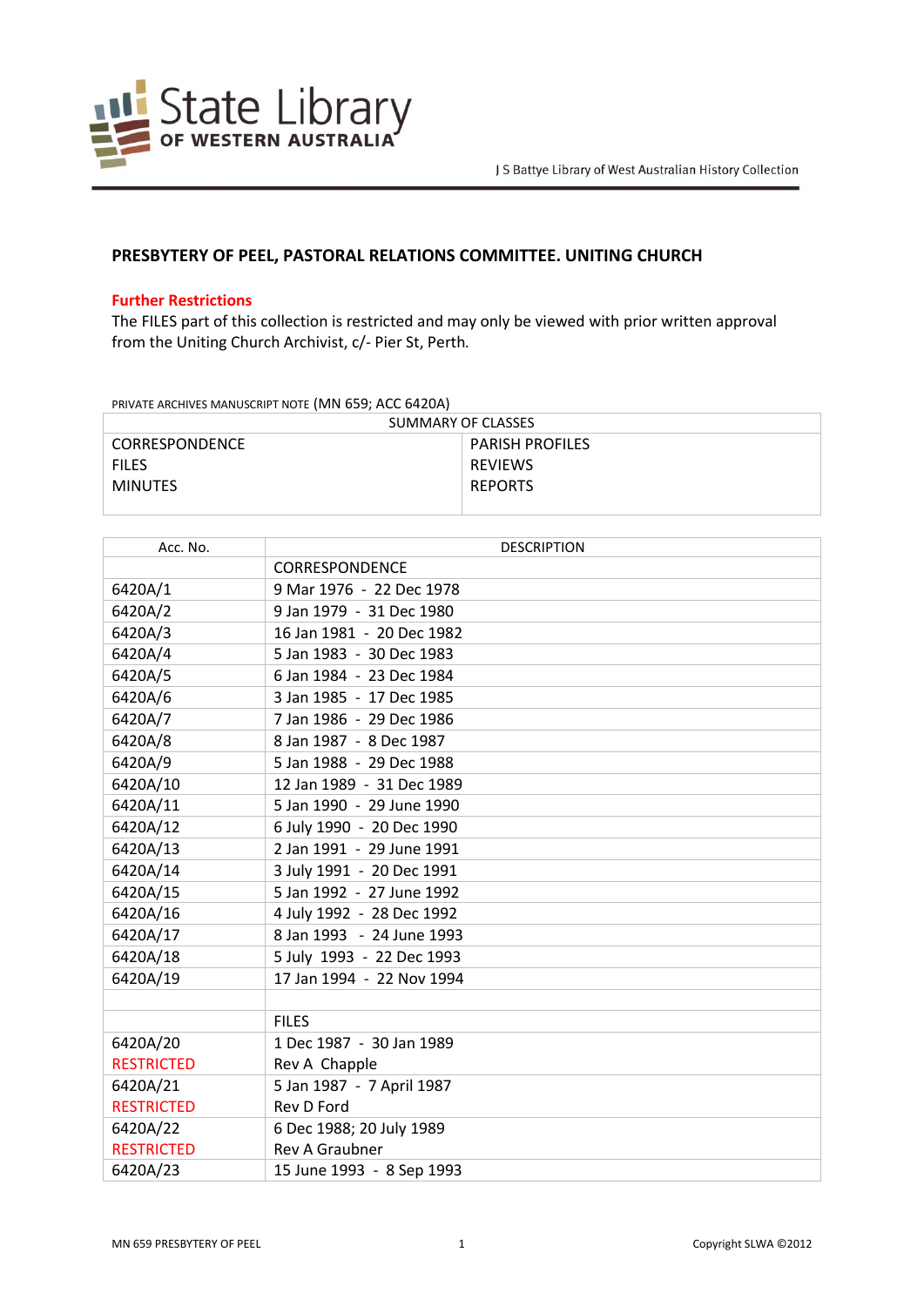# PRESBYTERY OF PEEL, PASTORAL RELATIONS COMMITTEE. UNITING CHURCH

**Further Restrictions**

The FILES part of this collection is restricted and may only be viewed with prior written approval from the Uniting Church Archivist, c/- Pier St, Perth.

PRIVATE ARCHIVES MANUSCRIPT NOTE (MN 659; ACC 6420A)

| SUMMARY OF CLASSES | |
|---|---|
| CORRESPONDENCE | PARISH PROFILES |
| FILES | REVIEWS |
| MINUTES | REPORTS |

| Acc. No. | DESCRIPTION |
|---|---|
| | CORRESPONDENCE |
| 6420A/1 | 9 Mar 1976 - 22 Dec 1978 |
| 6420A/2 | 9 Jan 1979 - 31 Dec 1980 |
| 6420A/3 | 16 Jan 1981 - 20 Dec 1982 |
| 6420A/4 | 5 Jan 1983 - 30 Dec 1983 |
| 6420A/5 | 6 Jan 1984 - 23 Dec 1984 |
| 6420A/6 | 3 Jan 1985 - 17 Dec 1985 |
| 6420A/7 | 7 Jan 1986 - 29 Dec 1986 |
| 6420A/8 | 8 Jan 1987 - 8 Dec 1987 |
| 6420A/9 | 5 Jan 1988 - 29 Dec 1988 |
| 6420A/10 | 12 Jan 1989 - 31 Dec 1989 |
| 6420A/11 | 5 Jan 1990 - 29 June 1990 |
| 6420A/12 | 6 July 1990 - 20 Dec 1990 |
| 6420A/13 | 2 Jan 1991 - 29 June 1991 |
| 6420A/14 | 3 July 1991 - 20 Dec 1991 |
| 6420A/15 | 5 Jan 1992 - 27 June 1992 |
| 6420A/16 | 4 July 1992 - 28 Dec 1992 |
| 6420A/17 | 8 Jan 1993 - 24 June 1993 |
| 6420A/18 | 5 July 1993 - 22 Dec 1993 |
| 6420A/19 | 17 Jan 1994 - 22 Nov 1994 |
| | |
| | FILES |
| 6420A/20<br>RESTRICTED | 1 Dec 1987 - 30 Jan 1989<br>Rev A Chapple |
| 6420A/21<br>RESTRICTED | 5 Jan 1987 - 7 April 1987<br>Rev D Ford |
| 6420A/22<br>RESTRICTED | 6 Dec 1988; 20 July 1989<br>Rev A Graubner |
| 6420A/23 | 15 June 1993 - 8 Sep 1993 |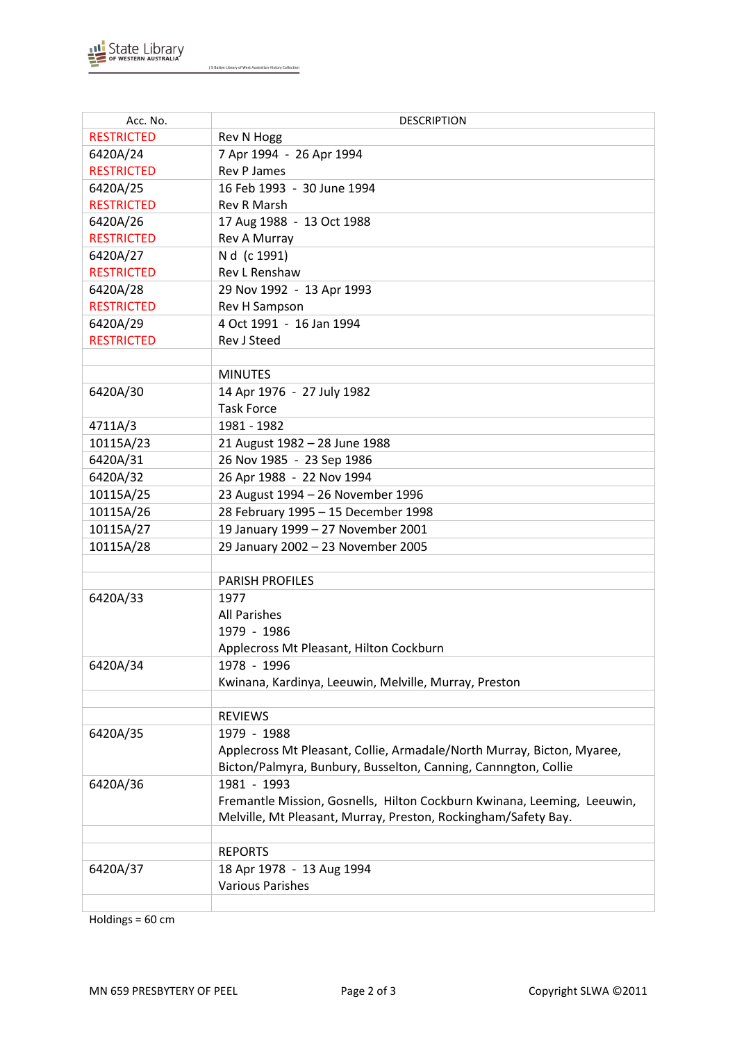| Acc. No. | DESCRIPTION |
|---|---|
| RESTRICTED | Rev N Hogg |
| 6420A/24 | 7 Apr 1994 - 26 Apr 1994 |
| RESTRICTED | Rev P James |
| 6420A/25 | 16 Feb 1993 - 30 June 1994 |
| RESTRICTED | Rev R Marsh |
| 6420A/26 | 17 Aug 1988 - 13 Oct 1988 |
| RESTRICTED | Rev A Murray |
| 6420A/27 | N d (c 1991) |
| RESTRICTED | Rev L Renshaw |
| 6420A/28 | 29 Nov 1992 - 13 Apr 1993 |
| RESTRICTED | Rev H Sampson |
| 6420A/29 | 4 Oct 1991 - 16 Jan 1994 |
| RESTRICTED | Rev J Steed |
| | |
| | MINUTES |
| 6420A/30 | 14 Apr 1976 - 27 July 1982<br>Task Force |
| 4711A/3 | 1981 - 1982 |
| 10115A/23 | 21 August 1982 – 28 June 1988 |
| 6420A/31 | 26 Nov 1985 - 23 Sep 1986 |
| 6420A/32 | 26 Apr 1988 - 22 Nov 1994 |
| 10115A/25 | 23 August 1994 – 26 November 1996 |
| 10115A/26 | 28 February 1995 – 15 December 1998 |
| 10115A/27 | 19 January 1999 – 27 November 2001 |
| 10115A/28 | 29 January 2002 – 23 November 2005 |
| | |
| | PARISH PROFILES |
| 6420A/33 | 1977<br>All Parishes<br>1979 - 1986<br>Applecross Mt Pleasant, Hilton Cockburn |
| 6420A/34 | 1978 - 1996<br>Kwinana, Kardinya, Leeuwin, Melville, Murray, Preston |
| | |
| | REVIEWS |
| 6420A/35 | 1979 - 1988<br>Applecross Mt Pleasant, Collie, Armadale/North Murray, Bicton, Myaree, Bicton/Palmyra, Bunbury, Busselton, Canning, Cannngton, Collie |
| 6420A/36 | 1981 - 1993<br>Fremantle Mission, Gosnells, Hilton Cockburn Kwinana, Leeming, Leeuwin, Melville, Mt Pleasant, Murray, Preston, Rockingham/Safety Bay. |
| | |
| | REPORTS |
| 6420A/37 | 18 Apr 1978 - 13 Aug 1994<br>Various Parishes |
| | |

Holdings = 60 cm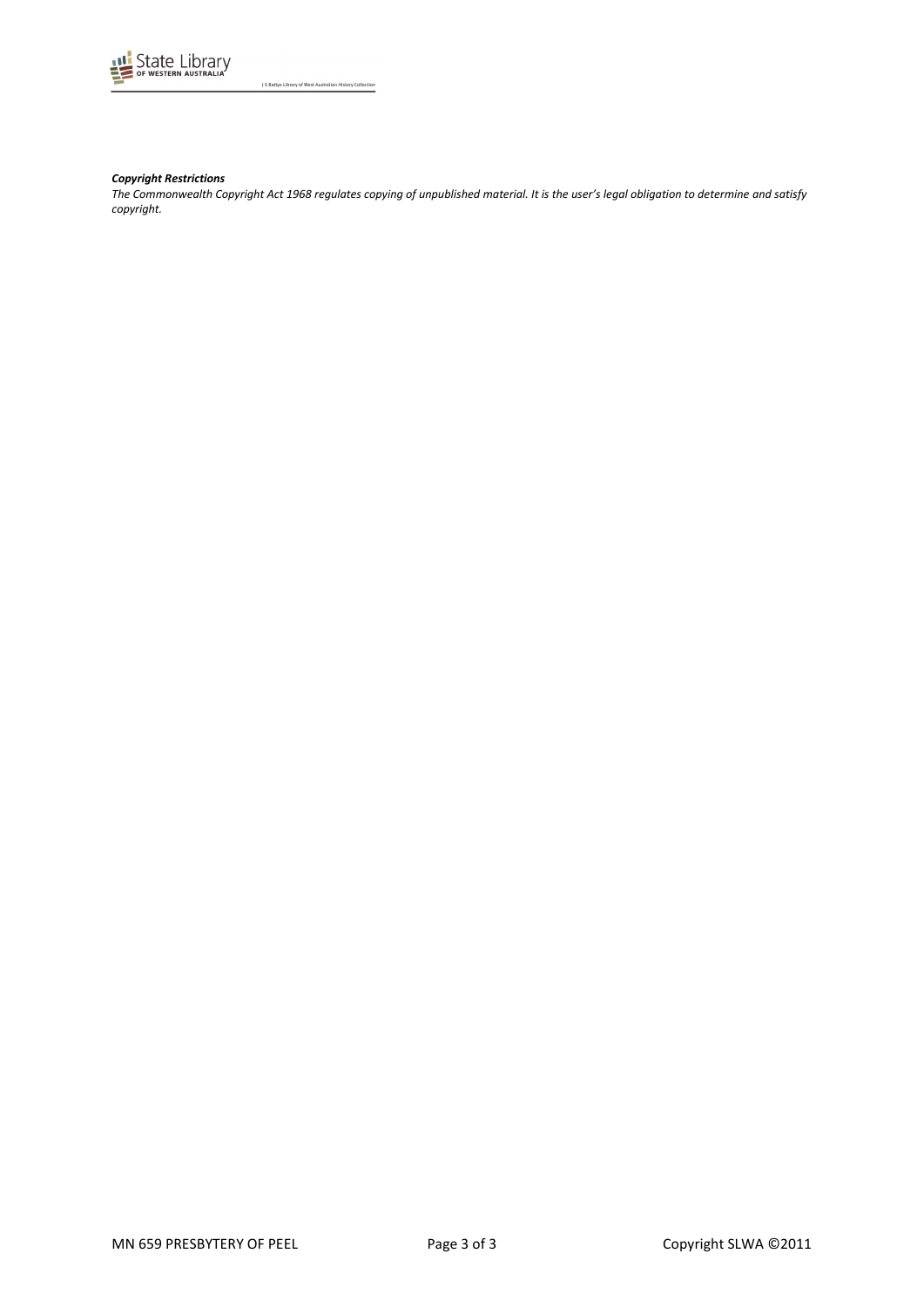***Copyright Restrictions***

*The Commonwealth Copyright Act 1968 regulates copying of unpublished material. It is the user's legal obligation to determine and satisfy copyright.*